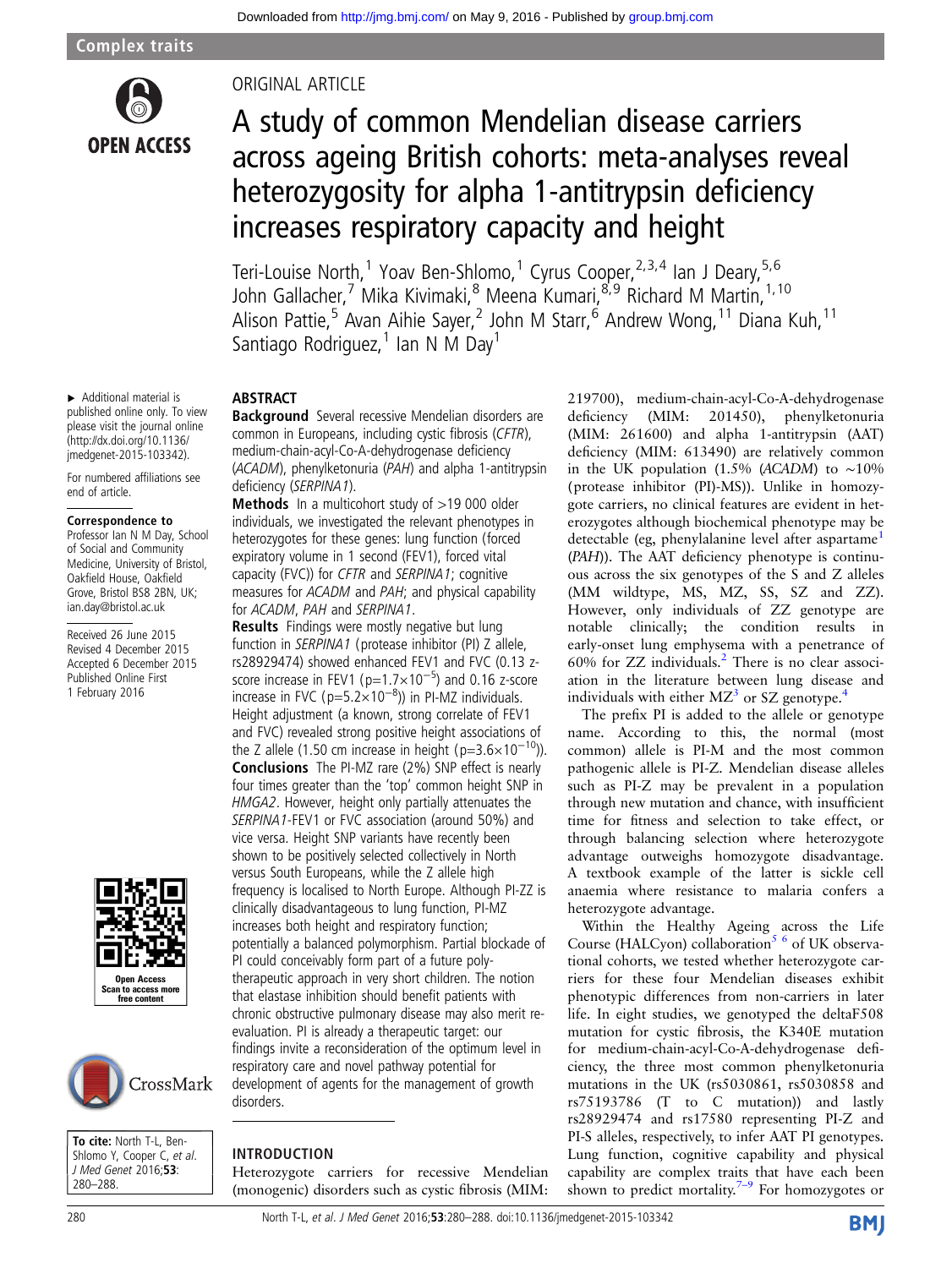Complex traits

ORIGINAL ARTICLE

# A study of common Mendelian disease carriers across ageing British cohorts: meta-analyses reveal heterozygosity for alpha 1-antitrypsin deficiency increases respiratory capacity and height

Teri-Louise North,[1] Yoav Ben-Shlomo,[1] Cyrus Cooper,[2,3,4] Ian J Deary,[5,6] John Gallacher,[7] Mika Kivimaki,[8] Meena Kumari,[8,9] Richard M Martin,[1,10] Alison Pattie,[5] Avan Aihie Sayer,[2] John M Starr,[6] Andrew Wong,[11] Diana Kuh,[11] Santiago Rodriguez,[1] Ian N M Day[1]

▸ Additional material is published online only. To view please visit the journal online (http://dx.doi.org/10.1136/jmedgenet-2015-103342).

For numbered affiliations see end of article.

**Correspondence to** Professor Ian N M Day, School of Social and Community Medicine, University of Bristol, Oakfield House, Oakfield Grove, Bristol BS8 2BN, UK; ian.day@bristol.ac.uk

Received 26 June 2015
Revised 4 December 2015
Accepted 6 December 2015
Published Online First 1 February 2016

**To cite:** North T-L, Ben-Shlomo Y, Cooper C, et al. J Med Genet 2016;53:280–288.

## ABSTRACT

**Background** Several recessive Mendelian disorders are common in Europeans, including cystic fibrosis (*CFTR*), medium-chain-acyl-Co-A-dehydrogenase deficiency (*ACADM*), phenylketonuria (*PAH*) and alpha 1-antitrypsin deficiency (*SERPINA1*).

**Methods** In a multicohort study of >19 000 older individuals, we investigated the relevant phenotypes in heterozygotes for these genes: lung function (forced expiratory volume in 1 second (FEV1), forced vital capacity (FVC)) for *CFTR* and *SERPINA1*; cognitive measures for *ACADM* and *PAH*; and physical capability for *ACADM*, *PAH* and *SERPINA1*.

**Results** Findings were mostly negative but lung function in *SERPINA1* (protease inhibitor (PI) Z allele, rs28929474) showed enhanced FEV1 and FVC (0.13 z-score increase in FEV1 ($p=1.7\times10^{-5}$) and 0.16 z-score increase in FVC ($p=5.2\times10^{-8}$)) in PI-MZ individuals. Height adjustment (a known, strong correlate of FEV1 and FVC) revealed strong positive height associations of the Z allele (1.50 cm increase in height ($p=3.6\times10^{-10}$)).

**Conclusions** The PI-MZ rare (2%) SNP effect is nearly four times greater than the 'top' common height SNP in *HMGA2*. However, height only partially attenuates the *SERPINA1*-FEV1 or FVC association (around 50%) and vice versa. Height SNP variants have recently been shown to be positively selected collectively in North versus South Europeans, while the Z allele high frequency is localised to North Europe. Although PI-ZZ is clinically disadvantageous to lung function, PI-MZ increases both height and respiratory function; potentially a balanced polymorphism. Partial blockade of PI could conceivably form part of a future poly-therapeutic approach in very short children. The notion that elastase inhibition should benefit patients with chronic obstructive pulmonary disease may also merit re-evaluation. PI is already a therapeutic target: our findings invite a reconsideration of the optimum level in respiratory care and novel pathway potential for development of agents for the management of growth disorders.

## INTRODUCTION

Heterozygote carriers for recessive Mendelian (monogenic) disorders such as cystic fibrosis (MIM: 219700), medium-chain-acyl-Co-A-dehydrogenase deficiency (MIM: 201450), phenylketonuria (MIM: 261600) and alpha 1-antitrypsin (AAT) deficiency (MIM: 613490) are relatively common in the UK population (1.5% (*ACADM*) to ∼10% (protease inhibitor (PI)-MS)). Unlike in homozygote carriers, no clinical features are evident in heterozygotes although biochemical phenotype may be detectable (eg, phenylalanine level after aspartame[1] (*PAH*)). The AAT deficiency phenotype is continuous across the six genotypes of the S and Z alleles (MM wildtype, MS, MZ, SS, SZ and ZZ). However, only individuals of ZZ genotype are notable clinically; the condition results in early-onset lung emphysema with a penetrance of 60% for ZZ individuals.[2] There is no clear association in the literature between lung disease and individuals with either MZ[3] or SZ genotype.[4]

The prefix PI is added to the allele or genotype name. According to this, the normal (most common) allele is PI-M and the most common pathogenic allele is PI-Z. Mendelian disease alleles such as PI-Z may be prevalent in a population through new mutation and chance, with insufficient time for fitness and selection to take effect, or through balancing selection where heterozygote advantage outweighs homozygote disadvantage. A textbook example of the latter is sickle cell anaemia where resistance to malaria confers a heterozygote advantage.

Within the Healthy Ageing across the Life Course (HALCyon) collaboration[5,6] of UK observational cohorts, we tested whether heterozygote carriers for these four Mendelian diseases exhibit phenotypic differences from non-carriers in later life. In eight studies, we genotyped the deltaF508 mutation for cystic fibrosis, the K340E mutation for medium-chain-acyl-Co-A-dehydrogenase deficiency, the three most common phenylketonuria mutations in the UK (rs5030861, rs5030858 and rs75193786 (T to C mutation)) and lastly rs28929474 and rs17580 representing PI-Z and PI-S alleles, respectively, to infer AAT PI genotypes. Lung function, cognitive capability and physical capability are complex traits that have each been shown to predict mortality.[7–9] For homozygotes or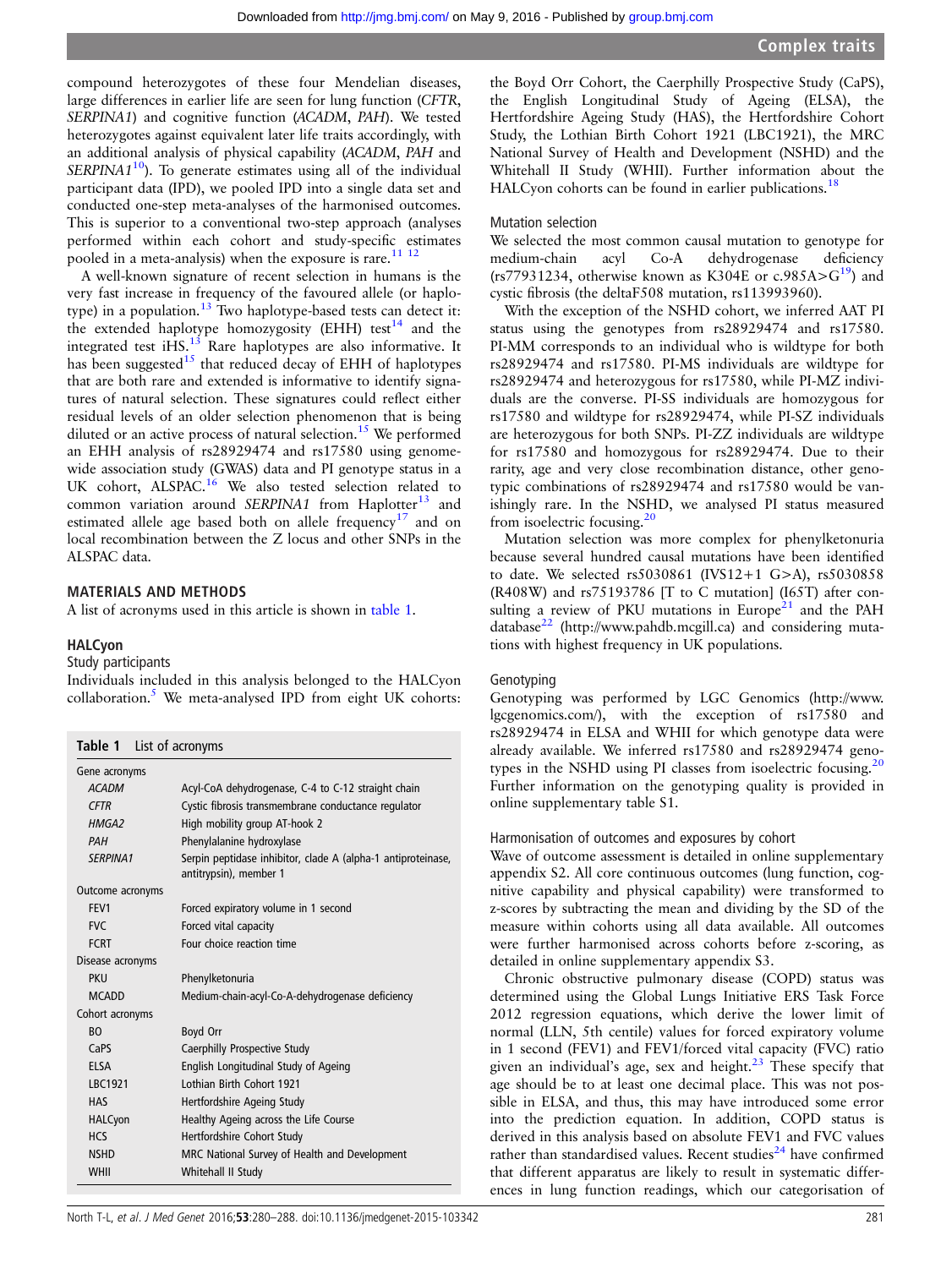compound heterozygotes of these four Mendelian diseases, large differences in earlier life are seen for lung function (*CFTR*, *SERPINA1*) and cognitive function (*ACADM*, *PAH*). We tested heterozygotes against equivalent later life traits accordingly, with an additional analysis of physical capability (*ACADM*, *PAH* and *SERPINA1*[10]). To generate estimates using all of the individual participant data (IPD), we pooled IPD into a single data set and conducted one-step meta-analyses of the harmonised outcomes. This is superior to a conventional two-step approach (analyses performed within each cohort and study-specific estimates pooled in a meta-analysis) when the exposure is rare.[11 12]

A well-known signature of recent selection in humans is the very fast increase in frequency of the favoured allele (or haplotype) in a population.[13] Two haplotype-based tests can detect it: the extended haplotype homozygosity (EHH) test[14] and the integrated test iHS.[13] Rare haplotypes are also informative. It has been suggested[15] that reduced decay of EHH of haplotypes that are both rare and extended is informative to identify signatures of natural selection. These signatures could reflect either residual levels of an older selection phenomenon that is being diluted or an active process of natural selection.[15] We performed an EHH analysis of rs28929474 and rs17580 using genome-wide association study (GWAS) data and PI genotype status in a UK cohort, ALSPAC.[16] We also tested selection related to common variation around *SERPINA1* from Haplotter[13] and estimated allele age based both on allele frequency[17] and on local recombination between the Z locus and other SNPs in the ALSPAC data.

## MATERIALS AND METHODS

A list of acronyms used in this article is shown in table 1.

### HALCyon

#### Study participants

Individuals included in this analysis belonged to the HALCyon collaboration.[5] We meta-analysed IPD from eight UK cohorts: the Boyd Orr Cohort, the Caerphilly Prospective Study (CaPS), the English Longitudinal Study of Ageing (ELSA), the Hertfordshire Ageing Study (HAS), the Hertfordshire Cohort Study, the Lothian Birth Cohort 1921 (LBC1921), the MRC National Survey of Health and Development (NSHD) and the Whitehall II Study (WHII). Further information about the HALCyon cohorts can be found in earlier publications.[18]

**Table 1** List of acronyms

| | |
|---|---|
| **Gene acronyms** | |
| *ACADM* | Acyl-CoA dehydrogenase, C-4 to C-12 straight chain |
| *CFTR* | Cystic fibrosis transmembrane conductance regulator |
| *HMGA2* | High mobility group AT-hook 2 |
| *PAH* | Phenylalanine hydroxylase |
| *SERPINA1* | Serpin peptidase inhibitor, clade A (alpha-1 antiproteinase, antitrypsin), member 1 |
| **Outcome acronyms** | |
| FEV1 | Forced expiratory volume in 1 second |
| FVC | Forced vital capacity |
| FCRT | Four choice reaction time |
| **Disease acronyms** | |
| PKU | Phenylketonuria |
| MCADD | Medium-chain-acyl-Co-A-dehydrogenase deficiency |
| **Cohort acronyms** | |
| BO | Boyd Orr |
| CaPS | Caerphilly Prospective Study |
| ELSA | English Longitudinal Study of Ageing |
| LBC1921 | Lothian Birth Cohort 1921 |
| HAS | Hertfordshire Ageing Study |
| HALCyon | Healthy Ageing across the Life Course |
| HCS | Hertfordshire Cohort Study |
| NSHD | MRC National Survey of Health and Development |
| WHII | Whitehall II Study |

#### Mutation selection

We selected the most common causal mutation to genotype for medium-chain acyl Co-A dehydrogenase deficiency (rs77931234, otherwise known as K304E or c.985A>G[19]) and cystic fibrosis (the deltaF508 mutation, rs113993960).

With the exception of the NSHD cohort, we inferred AAT PI status using the genotypes from rs28929474 and rs17580. PI-MM corresponds to an individual who is wildtype for both rs28929474 and rs17580. PI-MS individuals are wildtype for rs28929474 and heterozygous for rs17580, while PI-MZ individuals are the converse. PI-SS individuals are homozygous for rs17580 and wildtype for rs28929474, while PI-SZ individuals are heterozygous for both SNPs. PI-ZZ individuals are wildtype for rs17580 and homozygous for rs28929474. Due to their rarity, age and very close recombination distance, other genotypic combinations of rs28929474 and rs17580 would be vanishingly rare. In the NSHD, we analysed PI status measured from isoelectric focusing.[20]

Mutation selection was more complex for phenylketonuria because several hundred causal mutations have been identified to date. We selected rs5030861 (IVS12+1 G>A), rs5030858 (R408W) and rs75193786 [T to C mutation] (I65T) after consulting a review of PKU mutations in Europe[21] and the PAH database[22] (http://www.pahdb.mcgill.ca) and considering mutations with highest frequency in UK populations.

#### Genotyping

Genotyping was performed by LGC Genomics (http://www.lgcgenomics.com/), with the exception of rs17580 and rs28929474 in ELSA and WHII for which genotype data were already available. We inferred rs17580 and rs28929474 genotypes in the NSHD using PI classes from isoelectric focusing.[20] Further information on the genotyping quality is provided in online supplementary table S1.

#### Harmonisation of outcomes and exposures by cohort

Wave of outcome assessment is detailed in online supplementary appendix S2. All core continuous outcomes (lung function, cognitive capability and physical capability) were transformed to z-scores by subtracting the mean and dividing by the SD of the measure within cohorts using all data available. All outcomes were further harmonised across cohorts before z-scoring, as detailed in online supplementary appendix S3.

Chronic obstructive pulmonary disease (COPD) status was determined using the Global Lungs Initiative ERS Task Force 2012 regression equations, which derive the lower limit of normal (LLN, 5th centile) values for forced expiratory volume in 1 second (FEV1) and FEV1/forced vital capacity (FVC) ratio given an individual's age, sex and height.[23] These specify that age should be to at least one decimal place. This was not possible in ELSA, and thus, this may have introduced some error into the prediction equation. In addition, COPD status is derived in this analysis based on absolute FEV1 and FVC values rather than standardised values. Recent studies[24] have confirmed that different apparatus are likely to result in systematic differences in lung function readings, which our categorisation of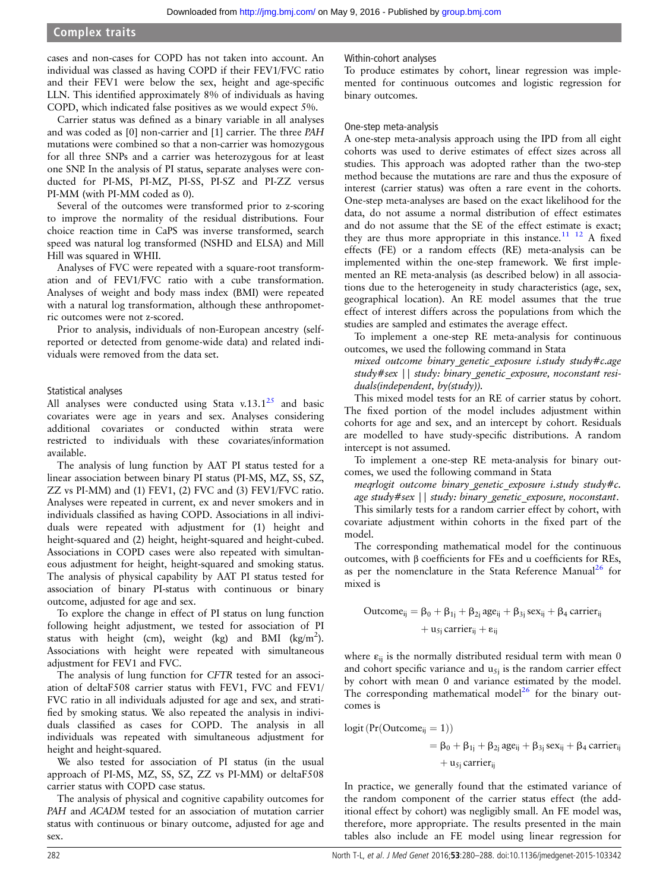cases and non-cases for COPD has not taken into account. An individual was classed as having COPD if their FEV1/FVC ratio and their FEV1 were below the sex, height and age-specific LLN. This identified approximately 8% of individuals as having COPD, which indicated false positives as we would expect 5%.

Carrier status was defined as a binary variable in all analyses and was coded as [0] non-carrier and [1] carrier. The three *PAH* mutations were combined so that a non-carrier was homozygous for all three SNPs and a carrier was heterozygous for at least one SNP. In the analysis of PI status, separate analyses were conducted for PI-MS, PI-MZ, PI-SS, PI-SZ and PI-ZZ versus PI-MM (with PI-MM coded as 0).

Several of the outcomes were transformed prior to z-scoring to improve the normality of the residual distributions. Four choice reaction time in CaPS was inverse transformed, search speed was natural log transformed (NSHD and ELSA) and Mill Hill was squared in WHII.

Analyses of FVC were repeated with a square-root transformation and of FEV1/FVC ratio with a cube transformation. Analyses of weight and body mass index (BMI) were repeated with a natural log transformation, although these anthropometric outcomes were not z-scored.

Prior to analysis, individuals of non-European ancestry (self-reported or detected from genome-wide data) and related individuals were removed from the data set.

### Statistical analyses

All analyses were conducted using Stata v.13.1[25] and basic covariates were age in years and sex. Analyses considering additional covariates or conducted within strata were restricted to individuals with these covariates/information available.

The analysis of lung function by AAT PI status tested for a linear association between binary PI status (PI-MS, MZ, SS, SZ, ZZ vs PI-MM) and (1) FEV1, (2) FVC and (3) FEV1/FVC ratio. Analyses were repeated in current, ex and never smokers and in individuals classified as having COPD. Associations in all individuals were repeated with adjustment for (1) height and height-squared and (2) height, height-squared and height-cubed. Associations in COPD cases were also repeated with simultaneous adjustment for height, height-squared and smoking status. The analysis of physical capability by AAT PI status tested for association of binary PI-status with continuous or binary outcome, adjusted for age and sex.

To explore the change in effect of PI status on lung function following height adjustment, we tested for association of PI status with height (cm), weight (kg) and BMI ($kg/m^2$). Associations with height were repeated with simultaneous adjustment for FEV1 and FVC.

The analysis of lung function for *CFTR* tested for an association of deltaF508 carrier status with FEV1, FVC and FEV1/FVC ratio in all individuals adjusted for age and sex, and stratified by smoking status. We also repeated the analysis in individuals classified as cases for COPD. The analysis in all individuals was repeated with simultaneous adjustment for height and height-squared.

We also tested for association of PI status (in the usual approach of PI-MS, MZ, SS, SZ, ZZ vs PI-MM) or deltaF508 carrier status with COPD case status.

The analysis of physical and cognitive capability outcomes for *PAH* and *ACADM* tested for an association of mutation carrier status with continuous or binary outcome, adjusted for age and sex.

### Within-cohort analyses

To produce estimates by cohort, linear regression was implemented for continuous outcomes and logistic regression for binary outcomes.

### One-step meta-analysis

A one-step meta-analysis approach using the IPD from all eight cohorts was used to derive estimates of effect sizes across all studies. This approach was adopted rather than the two-step method because the mutations are rare and thus the exposure of interest (carrier status) was often a rare event in the cohorts. One-step meta-analyses are based on the exact likelihood for the data, do not assume a normal distribution of effect estimates and do not assume that the SE of the effect estimate is exact; they are thus more appropriate in this instance.[11,12] A fixed effects (FE) or a random effects (RE) meta-analysis can be implemented within the one-step framework. We first implemented an RE meta-analysis (as described below) in all associations due to the heterogeneity in study characteristics (age, sex, geographical location). An RE model assumes that the true effect of interest differs across the populations from which the studies are sampled and estimates the average effect.

To implement a one-step RE meta-analysis for continuous outcomes, we used the following command in Stata

*mixed outcome binary_genetic_exposure i.study study#c.age study#sex || study: binary_genetic_exposure, noconstant residuals(independent, by(study)).*

This mixed model tests for an RE of carrier status by cohort. The fixed portion of the model includes adjustment within cohorts for age and sex, and an intercept by cohort. Residuals are modelled to have study-specific distributions. A random intercept is not assumed.

To implement a one-step RE meta-analysis for binary outcomes, we used the following command in Stata

*meqrlogit outcome binary_genetic_exposure i.study study#c.age study#sex || study: binary_genetic_exposure, noconstant.*

This similarly tests for a random carrier effect by cohort, with covariate adjustment within cohorts in the fixed part of the model.

The corresponding mathematical model for the continuous outcomes, with β coefficients for FEs and u coefficients for REs, as per the nomenclature in the Stata Reference Manual[26] for mixed is

$$\text{Outcome}_{ij} = \beta_0 + \beta_{1j} + \beta_{2j}\,\text{age}_{ij} + \beta_{3j}\,\text{sex}_{ij} + \beta_4\,\text{carrier}_{ij} + u_{5j}\,\text{carrier}_{ij} + \varepsilon_{ij}$$

where $\varepsilon_{ij}$ is the normally distributed residual term with mean 0 and cohort specific variance and $u_{5j}$ is the random carrier effect by cohort with mean 0 and variance estimated by the model. The corresponding mathematical model[26] for the binary outcomes is

$$\text{logit}\left(\Pr(\text{Outcome}_{ij} = 1)\right) = \beta_0 + \beta_{1j} + \beta_{2j}\,\text{age}_{ij} + \beta_{3j}\,\text{sex}_{ij} + \beta_4\,\text{carrier}_{ij} + u_{5j}\,\text{carrier}_{ij}$$

In practice, we generally found that the estimated variance of the random component of the carrier status effect (the additional effect by cohort) was negligibly small. An FE model was, therefore, more appropriate. The results presented in the main tables also include an FE model using linear regression for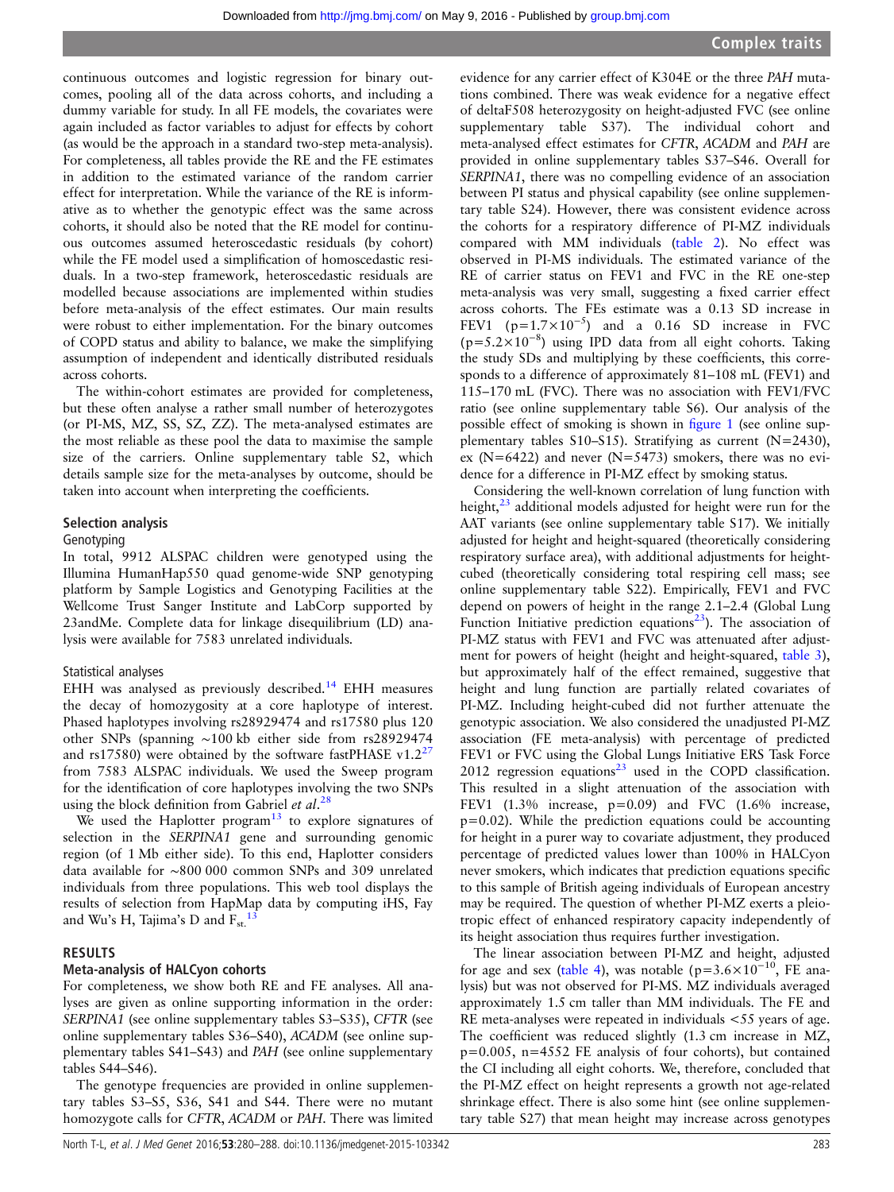continuous outcomes and logistic regression for binary outcomes, pooling all of the data across cohorts, and including a dummy variable for study. In all FE models, the covariates were again included as factor variables to adjust for effects by cohort (as would be the approach in a standard two-step meta-analysis). For completeness, all tables provide the RE and the FE estimates in addition to the estimated variance of the random carrier effect for interpretation. While the variance of the RE is informative as to whether the genotypic effect was the same across cohorts, it should also be noted that the RE model for continuous outcomes assumed heteroscedastic residuals (by cohort) while the FE model used a simplification of homoscedastic residuals. In a two-step framework, heteroscedastic residuals are modelled because associations are implemented within studies before meta-analysis of the effect estimates. Our main results were robust to either implementation. For the binary outcomes of COPD status and ability to balance, we make the simplifying assumption of independent and identically distributed residuals across cohorts.

The within-cohort estimates are provided for completeness, but these often analyse a rather small number of heterozygotes (or PI-MS, MZ, SS, SZ, ZZ). The meta-analysed estimates are the most reliable as these pool the data to maximise the sample size of the carriers. Online supplementary table S2, which details sample size for the meta-analyses by outcome, should be taken into account when interpreting the coefficients.

### Selection analysis

#### Genotyping

In total, 9912 ALSPAC children were genotyped using the Illumina HumanHap550 quad genome-wide SNP genotyping platform by Sample Logistics and Genotyping Facilities at the Wellcome Trust Sanger Institute and LabCorp supported by 23andMe. Complete data for linkage disequilibrium (LD) analysis were available for 7583 unrelated individuals.

#### Statistical analyses

EHH was analysed as previously described.[14] EHH measures the decay of homozygosity at a core haplotype of interest. Phased haplotypes involving rs28929474 and rs17580 plus 120 other SNPs (spanning ∼100 kb either side from rs28929474 and rs17580) were obtained by the software fastPHASE v1.2[27] from 7583 ALSPAC individuals. We used the Sweep program for the identification of core haplotypes involving the two SNPs using the block definition from Gabriel *et al*.[28]

We used the Haplotter program[13] to explore signatures of selection in the *SERPINA1* gene and surrounding genomic region (of 1 Mb either side). To this end, Haplotter considers data available for ∼800 000 common SNPs and 309 unrelated individuals from three populations. This web tool displays the results of selection from HapMap data by computing iHS, Fay and Wu's H, Tajima's D and $F_{st}$.[13]

## RESULTS

### Meta-analysis of HALCyon cohorts

For completeness, we show both RE and FE analyses. All analyses are given as online supporting information in the order: *SERPINA1* (see online supplementary tables S3–S35), *CFTR* (see online supplementary tables S36–S40), *ACADM* (see online supplementary tables S41–S43) and *PAH* (see online supplementary tables S44–S46).

The genotype frequencies are provided in online supplementary tables S3–S5, S36, S41 and S44. There were no mutant homozygote calls for *CFTR*, *ACADM* or *PAH*. There was limited evidence for any carrier effect of K304E or the three *PAH* mutations combined. There was weak evidence for a negative effect of deltaF508 heterozygosity on height-adjusted FVC (see online supplementary table S37). The individual cohort and meta-analysed effect estimates for *CFTR*, *ACADM* and *PAH* are provided in online supplementary tables S37–S46. Overall for *SERPINA1*, there was no compelling evidence of an association between PI status and physical capability (see online supplementary table S24). However, there was consistent evidence across the cohorts for a respiratory difference of PI-MZ individuals compared with MM individuals (table 2). No effect was observed in PI-MS individuals. The estimated variance of the RE of carrier status on FEV1 and FVC in the RE one-step meta-analysis was very small, suggesting a fixed carrier effect across cohorts. The FEs estimate was a 0.13 SD increase in FEV1 ($p=1.7\times10^{-5}$) and a 0.16 SD increase in FVC ($p=5.2\times10^{-8}$) using IPD data from all eight cohorts. Taking the study SDs and multiplying by these coefficients, this corresponds to a difference of approximately 81–108 mL (FEV1) and 115–170 mL (FVC). There was no association with FEV1/FVC ratio (see online supplementary table S6). Our analysis of the possible effect of smoking is shown in figure 1 (see online supplementary tables S10–S15). Stratifying as current (N=2430), ex (N=6422) and never (N=5473) smokers, there was no evidence for a difference in PI-MZ effect by smoking status.

Considering the well-known correlation of lung function with height,[23] additional models adjusted for height were run for the AAT variants (see online supplementary table S17). We initially adjusted for height and height-squared (theoretically considering respiratory surface area), with additional adjustments for height-cubed (theoretically considering total respiring cell mass; see online supplementary table S22). Empirically, FEV1 and FVC depend on powers of height in the range 2.1–2.4 (Global Lung Function Initiative prediction equations[23]). The association of PI-MZ status with FEV1 and FVC was attenuated after adjustment for powers of height (height and height-squared, table 3), but approximately half of the effect remained, suggestive that height and lung function are partially related covariates of PI-MZ. Including height-cubed did not further attenuate the genotypic association. We also considered the unadjusted PI-MZ association (FE meta-analysis) with percentage of predicted FEV1 or FVC using the Global Lungs Initiative ERS Task Force 2012 regression equations[23] used in the COPD classification. This resulted in a slight attenuation of the association with FEV1 (1.3% increase, p=0.09) and FVC (1.6% increase, p=0.02). While the prediction equations could be accounting for height in a purer way to covariate adjustment, they produced percentage of predicted values lower than 100% in HALCyon never smokers, which indicates that prediction equations specific to this sample of British ageing individuals of European ancestry may be required. The question of whether PI-MZ exerts a pleiotropic effect of enhanced respiratory capacity independently of its height association thus requires further investigation.

The linear association between PI-MZ and height, adjusted for age and sex (table 4), was notable ($p=3.6\times10^{-10}$, FE analysis) but was not observed for PI-MS. MZ individuals averaged approximately 1.5 cm taller than MM individuals. The FE and RE meta-analyses were repeated in individuals <55 years of age. The coefficient was reduced slightly (1.3 cm increase in MZ, p=0.005, n=4552 FE analysis of four cohorts), but contained the CI including all eight cohorts. We, therefore, concluded that the PI-MZ effect on height represents a growth not age-related shrinkage effect. There is also some hint (see online supplementary table S27) that mean height may increase across genotypes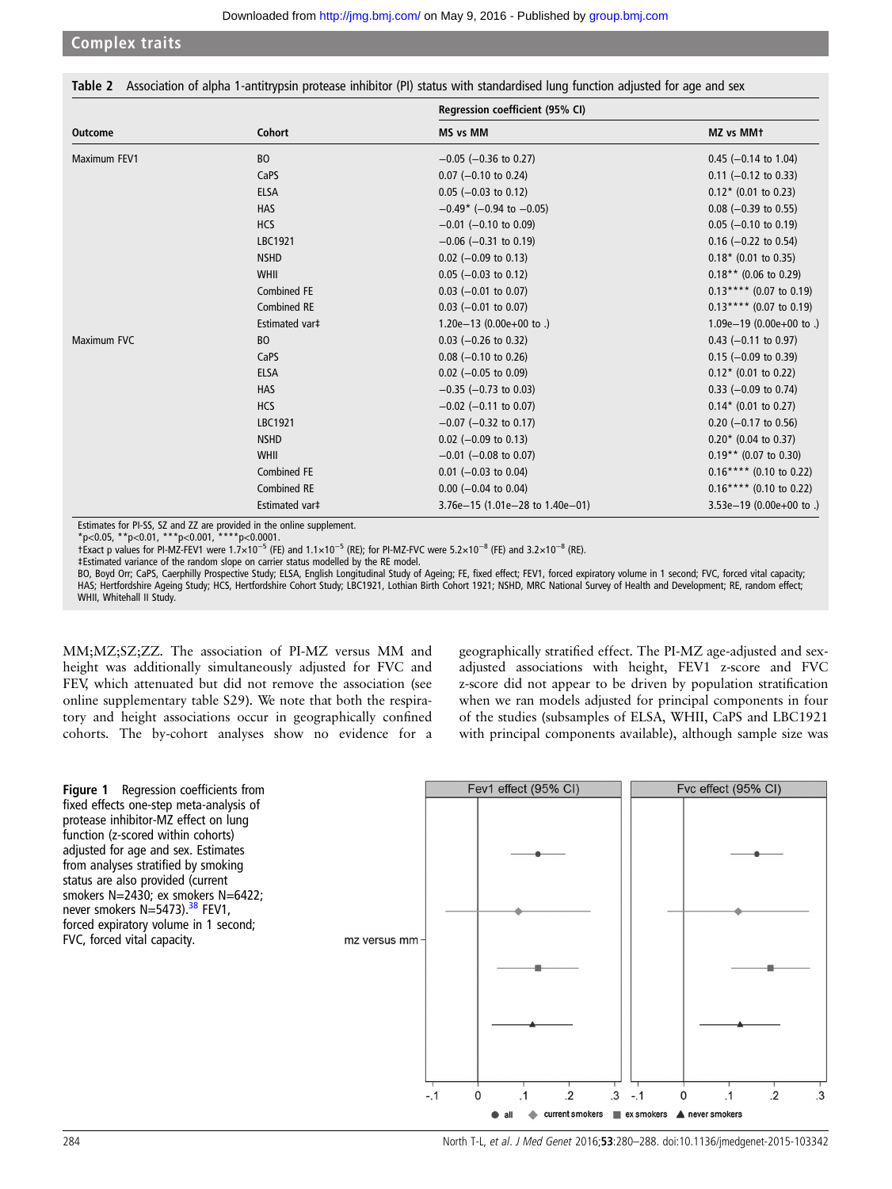**Table 2** Association of alpha 1-antitrypsin protease inhibitor (PI) status with standardised lung function adjusted for age and sex

| Outcome | Cohort | Regression coefficient (95% CI) | |
|---|---|---|---|
| | | MS vs MM | MZ vs MM† |
| Maximum FEV1 | BO | −0.05 (−0.36 to 0.27) | 0.45 (−0.14 to 1.04) |
| | CaPS | 0.07 (−0.10 to 0.24) | 0.11 (−0.12 to 0.33) |
| | ELSA | 0.05 (−0.03 to 0.12) | 0.12* (0.01 to 0.23) |
| | HAS | −0.49* (−0.94 to −0.05) | 0.08 (−0.39 to 0.55) |
| | HCS | −0.01 (−0.10 to 0.09) | 0.05 (−0.10 to 0.19) |
| | LBC1921 | −0.06 (−0.31 to 0.19) | 0.16 (−0.22 to 0.54) |
| | NSHD | 0.02 (−0.09 to 0.13) | 0.18* (0.01 to 0.35) |
| | WHII | 0.05 (−0.03 to 0.12) | 0.18** (0.06 to 0.29) |
| | Combined FE | 0.03 (−0.01 to 0.07) | 0.13**** (0.07 to 0.19) |
| | Combined RE | 0.03 (−0.01 to 0.07) | 0.13**** (0.07 to 0.19) |
| | Estimated var‡ | 1.20e−13 (0.00e+00 to .) | 1.09e−19 (0.00e+00 to .) |
| Maximum FVC | BO | 0.03 (−0.26 to 0.32) | 0.43 (−0.11 to 0.97) |
| | CaPS | 0.08 (−0.10 to 0.26) | 0.15 (−0.09 to 0.39) |
| | ELSA | 0.02 (−0.05 to 0.09) | 0.12* (0.01 to 0.22) |
| | HAS | −0.35 (−0.73 to 0.03) | 0.33 (−0.09 to 0.74) |
| | HCS | −0.02 (−0.11 to 0.07) | 0.14* (0.01 to 0.27) |
| | LBC1921 | −0.07 (−0.32 to 0.17) | 0.20 (−0.17 to 0.56) |
| | NSHD | 0.02 (−0.09 to 0.13) | 0.20* (0.04 to 0.37) |
| | WHII | −0.01 (−0.08 to 0.07) | 0.19** (0.07 to 0.30) |
| | Combined FE | 0.01 (−0.03 to 0.04) | 0.16**** (0.10 to 0.22) |
| | Combined RE | 0.00 (−0.04 to 0.04) | 0.16**** (0.10 to 0.22) |
| | Estimated var‡ | 3.76e−15 (1.01e−28 to 1.40e−01) | 3.53e−19 (0.00e+00 to .) |

Estimates for PI-SS, SZ and ZZ are provided in the online supplement.
*p<0.05, **p<0.01, ***p<0.001, ****p<0.0001.
†Exact p values for PI-MZ-FEV1 were $1.7\times10^{-5}$ (FE) and $1.1\times10^{-5}$ (RE); for PI-MZ-FVC were $5.2\times10^{-8}$ (FE) and $3.2\times10^{-8}$ (RE).
‡Estimated variance of the random slope on carrier status modelled by the RE model.
BO, Boyd Orr; CaPS, Caerphilly Prospective Study; ELSA, English Longitudinal Study of Ageing; FE, fixed effect; FEV1, forced expiratory volume in 1 second; FVC, forced vital capacity; HAS; Hertfordshire Ageing Study; HCS, Hertfordshire Cohort Study; LBC1921, Lothian Birth Cohort 1921; NSHD, MRC National Survey of Health and Development; RE, random effect; WHII, Whitehall II Study.

MM;MZ;SZ;ZZ. The association of PI-MZ versus MM and height was additionally simultaneously adjusted for FVC and FEV, which attenuated but did not remove the association (see online supplementary table S29). We note that both the respiratory and height associations occur in geographically confined cohorts. The by-cohort analyses show no evidence for a geographically stratified effect. The PI-MZ age-adjusted and sex-adjusted associations with height, FEV1 z-score and FVC z-score did not appear to be driven by population stratification when we ran models adjusted for principal components in four of the studies (subsamples of ELSA, WHII, CaPS and LBC1921 with principal components available), although sample size was

**Figure 1** Regression coefficients from fixed effects one-step meta-analysis of protease inhibitor-MZ effect on lung function (z-scored within cohorts) adjusted for age and sex. Estimates from analyses stratified by smoking status are also provided (current smokers N=2430; ex smokers N=6422; never smokers N=5473).[38] FEV1, forced expiratory volume in 1 second; FVC, forced vital capacity.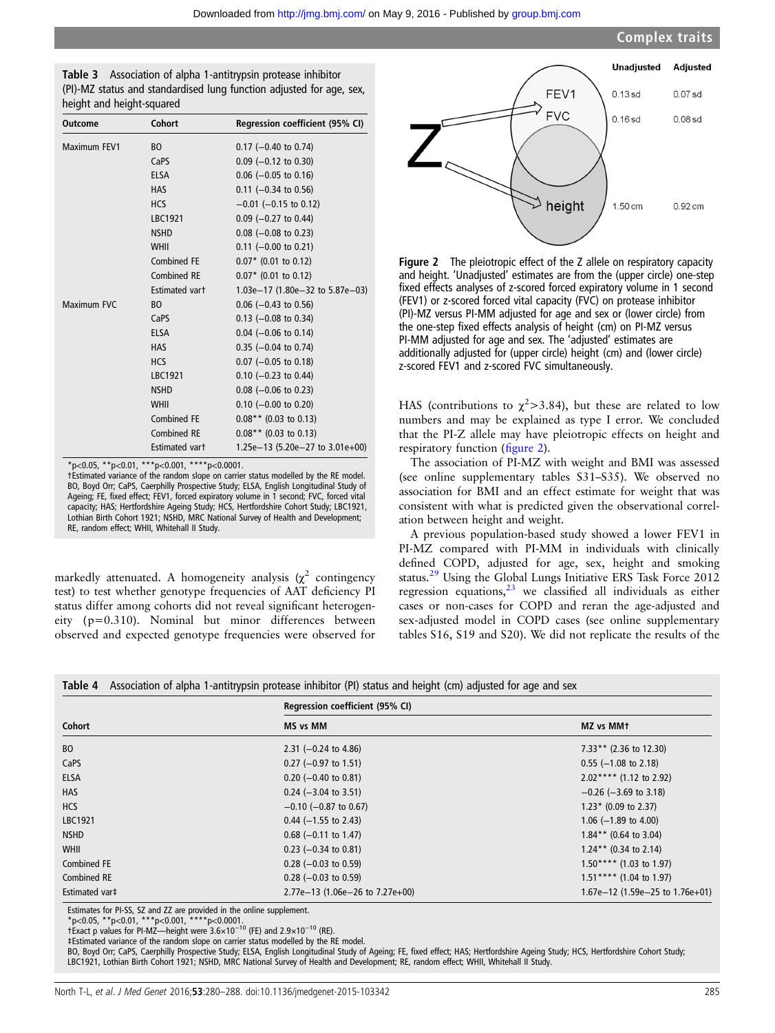**Table 3** Association of alpha 1-antitrypsin protease inhibitor (PI)-MZ status and standardised lung function adjusted for age, sex, height and height-squared

| Outcome | Cohort | Regression coefficient (95% CI) |
|---|---|---|
| Maximum FEV1 | BO | 0.17 (−0.40 to 0.74) |
| | CaPS | 0.09 (−0.12 to 0.30) |
| | ELSA | 0.06 (−0.05 to 0.16) |
| | HAS | 0.11 (−0.34 to 0.56) |
| | HCS | −0.01 (−0.15 to 0.12) |
| | LBC1921 | 0.09 (−0.27 to 0.44) |
| | NSHD | 0.08 (−0.08 to 0.23) |
| | WHII | 0.11 (−0.00 to 0.21) |
| | Combined FE | 0.07* (0.01 to 0.12) |
| | Combined RE | 0.07* (0.01 to 0.12) |
| | Estimated var† | 1.03e−17 (1.80e−32 to 5.87e−03) |
| Maximum FVC | BO | 0.06 (−0.43 to 0.56) |
| | CaPS | 0.13 (−0.08 to 0.34) |
| | ELSA | 0.04 (−0.06 to 0.14) |
| | HAS | 0.35 (−0.04 to 0.74) |
| | HCS | 0.07 (−0.05 to 0.18) |
| | LBC1921 | 0.10 (−0.23 to 0.44) |
| | NSHD | 0.08 (−0.06 to 0.23) |
| | WHII | 0.10 (−0.00 to 0.20) |
| | Combined FE | 0.08** (0.03 to 0.13) |
| | Combined RE | 0.08** (0.03 to 0.13) |
| | Estimated var† | 1.25e−13 (5.20e−27 to 3.01e+00) |

*p<0.05, **p<0.01, ***p<0.001, ****p<0.0001.
†Estimated variance of the random slope on carrier status modelled by the RE model.
BO, Boyd Orr; CaPS, Caerphilly Prospective Study; ELSA, English Longitudinal Study of Ageing; FE, fixed effect; FEV1, forced expiratory volume in 1 second; FVC, forced vital capacity; HAS; Hertfordshire Ageing Study; HCS, Hertfordshire Cohort Study; LBC1921, Lothian Birth Cohort 1921; NSHD, MRC National Survey of Health and Development; RE, random effect; WHII, Whitehall II Study.

markedly attenuated. A homogeneity analysis ($\chi^2$ contingency test) to test whether genotype frequencies of AAT deficiency PI status differ among cohorts did not reveal significant heterogeneity (p=0.310). Nominal but minor differences between observed and expected genotype frequencies were observed for HAS (contributions to $\chi^2$>3.84), but these are related to low numbers and may be explained as type I error. We concluded that the PI-Z allele may have pleiotropic effects on height and respiratory function (figure 2).

| | Unadjusted | Adjusted |
|---|---|---|
| FEV1 | 0.13 sd | 0.07 sd |
| FVC | 0.16 sd | 0.08 sd |
| height | 1.50 cm | 0.92 cm |

**Figure 2** The pleiotropic effect of the Z allele on respiratory capacity and height. 'Unadjusted' estimates are from the (upper circle) one-step fixed effects analyses of z-scored forced expiratory volume in 1 second (FEV1) or z-scored forced vital capacity (FVC) on protease inhibitor (PI)-MZ versus PI-MM adjusted for age and sex or (lower circle) from the one-step fixed effects analysis of height (cm) on PI-MZ versus PI-MM adjusted for age and sex. The 'adjusted' estimates are additionally adjusted for (upper circle) height (cm) and (lower circle) z-scored FEV1 and z-scored FVC simultaneously.

The association of PI-MZ with weight and BMI was assessed (see online supplementary tables S31–S35). We observed no association for BMI and an effect estimate for weight that was consistent with what is predicted given the observational correlation between height and weight.

A previous population-based study showed a lower FEV1 in PI-MZ compared with PI-MM in individuals with clinically defined COPD, adjusted for age, sex, height and smoking status.[29] Using the Global Lungs Initiative ERS Task Force 2012 regression equations,[23] we classified all individuals as either cases or non-cases for COPD and reran the age-adjusted and sex-adjusted model in COPD cases (see online supplementary tables S16, S19 and S20). We did not replicate the results of the

**Table 4** Association of alpha 1-antitrypsin protease inhibitor (PI) status and height (cm) adjusted for age and sex

| | Regression coefficient (95% CI) | |
|---|---|---|
| Cohort | MS vs MM | MZ vs MM† |
| BO | 2.31 (−0.24 to 4.86) | 7.33** (2.36 to 12.30) |
| CaPS | 0.27 (−0.97 to 1.51) | 0.55 (−1.08 to 2.18) |
| ELSA | 0.20 (−0.40 to 0.81) | 2.02**** (1.12 to 2.92) |
| HAS | 0.24 (−3.04 to 3.51) | −0.26 (−3.69 to 3.18) |
| HCS | −0.10 (−0.87 to 0.67) | 1.23* (0.09 to 2.37) |
| LBC1921 | 0.44 (−1.55 to 2.43) | 1.06 (−1.89 to 4.00) |
| NSHD | 0.68 (−0.11 to 1.47) | 1.84** (0.64 to 3.04) |
| WHII | 0.23 (−0.34 to 0.81) | 1.24** (0.34 to 2.14) |
| Combined FE | 0.28 (−0.03 to 0.59) | 1.50**** (1.03 to 1.97) |
| Combined RE | 0.28 (−0.03 to 0.59) | 1.51**** (1.04 to 1.97) |
| Estimated var‡ | 2.77e−13 (1.06e−26 to 7.27e+00) | 1.67e−12 (1.59e−25 to 1.76e+01) |

Estimates for PI-SS, SZ and ZZ are provided in the online supplement.
*p<0.05, **p<0.01, ***p<0.001, ****p<0.0001.
†Exact p values for PI-MZ—height were $3.6\times10^{-10}$ (FE) and $2.9\times10^{-10}$ (RE).
‡Estimated variance of the random slope on carrier status modelled by the RE model.
BO, Boyd Orr; CaPS, Caerphilly Prospective Study; ELSA, English Longitudinal Study of Ageing; FE, fixed effect; HAS; Hertfordshire Ageing Study; HCS, Hertfordshire Cohort Study; LBC1921, Lothian Birth Cohort 1921; NSHD, MRC National Survey of Health and Development; RE, random effect; WHII, Whitehall II Study.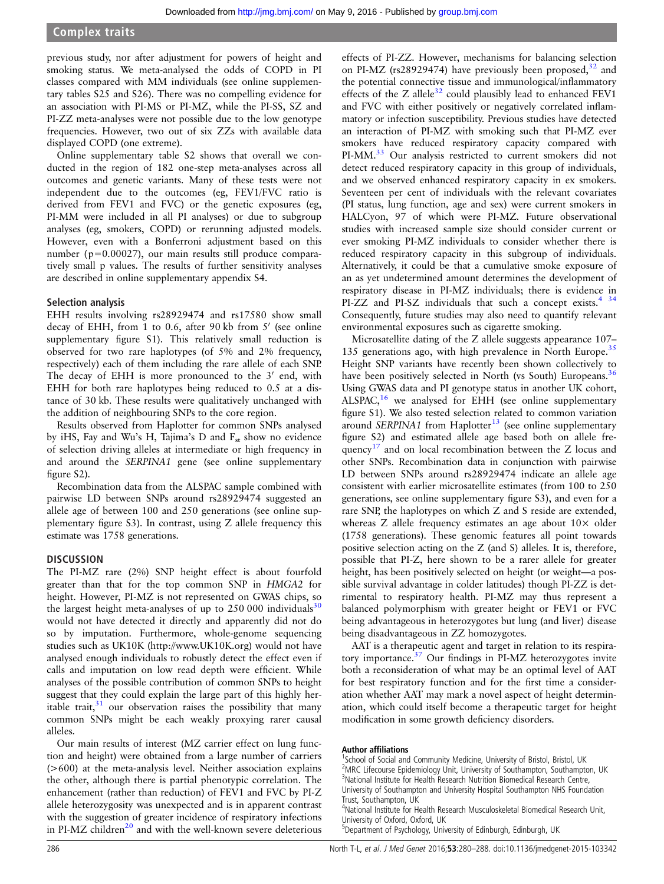previous study, nor after adjustment for powers of height and smoking status. We meta-analysed the odds of COPD in PI classes compared with MM individuals (see online supplementary tables S25 and S26). There was no compelling evidence for an association with PI-MS or PI-MZ, while the PI-SS, SZ and PI-ZZ meta-analyses were not possible due to the low genotype frequencies. However, two out of six ZZs with available data displayed COPD (one extreme).

Online supplementary table S2 shows that overall we conducted in the region of 182 one-step meta-analyses across all outcomes and genetic variants. Many of these tests were not independent due to the outcomes (eg, FEV1/FVC ratio is derived from FEV1 and FVC) or the genetic exposures (eg, PI-MM were included in all PI analyses) or due to subgroup analyses (eg, smokers, COPD) or rerunning adjusted models. However, even with a Bonferroni adjustment based on this number (p=0.00027), our main results still produce comparatively small p values. The results of further sensitivity analyses are described in online supplementary appendix S4.

### Selection analysis

EHH results involving rs28929474 and rs17580 show small decay of EHH, from 1 to 0.6, after 90 kb from 5′ (see online supplementary figure S1). This relatively small reduction is observed for two rare haplotypes (of 5% and 2% frequency, respectively) each of them including the rare allele of each SNP. The decay of EHH is more pronounced to the 3′ end, with EHH for both rare haplotypes being reduced to 0.5 at a distance of 30 kb. These results were qualitatively unchanged with the addition of neighbouring SNPs to the core region.

Results observed from Haplotter for common SNPs analysed by iHS, Fay and Wu's H, Tajima's D and $F_{st}$ show no evidence of selection driving alleles at intermediate or high frequency in and around the *SERPINA1* gene (see online supplementary figure S2).

Recombination data from the ALSPAC sample combined with pairwise LD between SNPs around rs28929474 suggested an allele age of between 100 and 250 generations (see online supplementary figure S3). In contrast, using Z allele frequency this estimate was 1758 generations.

## DISCUSSION

The PI-MZ rare (2%) SNP height effect is about fourfold greater than that for the top common SNP in *HMGA2* for height. However, PI-MZ is not represented on GWAS chips, so the largest height meta-analyses of up to 250 000 individuals[30] would not have detected it directly and apparently did not do so by imputation. Furthermore, whole-genome sequencing studies such as UK10K (http://www.UK10K.org) would not have analysed enough individuals to robustly detect the effect even if calls and imputation on low read depth were efficient. While analyses of the possible contribution of common SNPs to height suggest that they could explain the large part of this highly heritable trait,[31] our observation raises the possibility that many common SNPs might be each weakly proxying rarer causal alleles.

Our main results of interest (MZ carrier effect on lung function and height) were obtained from a large number of carriers (>600) at the meta-analysis level. Neither association explains the other, although there is partial phenotypic correlation. The enhancement (rather than reduction) of FEV1 and FVC by PI-Z allele heterozygosity was unexpected and is in apparent contrast with the suggestion of greater incidence of respiratory infections in PI-MZ children[20] and with the well-known severe deleterious effects of PI-ZZ. However, mechanisms for balancing selection on PI-MZ (rs28929474) have previously been proposed,[32] and the potential connective tissue and immunological/inflammatory effects of the Z allele[32] could plausibly lead to enhanced FEV1 and FVC with either positively or negatively correlated inflammatory or infection susceptibility. Previous studies have detected an interaction of PI-MZ with smoking such that PI-MZ ever smokers have reduced respiratory capacity compared with PI-MM.[33] Our analysis restricted to current smokers did not detect reduced respiratory capacity in this group of individuals, and we observed enhanced respiratory capacity in ex smokers. Seventeen per cent of individuals with the relevant covariates (PI status, lung function, age and sex) were current smokers in HALCyon, 97 of which were PI-MZ. Future observational studies with increased sample size should consider current or ever smoking PI-MZ individuals to consider whether there is reduced respiratory capacity in this subgroup of individuals. Alternatively, it could be that a cumulative smoke exposure of an as yet undetermined amount determines the development of respiratory disease in PI-MZ individuals; there is evidence in PI-ZZ and PI-SZ individuals that such a concept exists.[4,34] Consequently, future studies may also need to quantify relevant environmental exposures such as cigarette smoking.

Microsatellite dating of the Z allele suggests appearance 107–135 generations ago, with high prevalence in North Europe.[35] Height SNP variants have recently been shown collectively to have been positively selected in North (vs South) Europeans.[36] Using GWAS data and PI genotype status in another UK cohort, ALSPAC,[16] we analysed for EHH (see online supplementary figure S1). We also tested selection related to common variation around *SERPINA1* from Haplotter[13] (see online supplementary figure S2) and estimated allele age based both on allele frequency[17] and on local recombination between the Z locus and other SNPs. Recombination data in conjunction with pairwise LD between SNPs around rs28929474 indicate an allele age consistent with earlier microsatellite estimates (from 100 to 250 generations, see online supplementary figure S3), and even for a rare SNP, the haplotypes on which Z and S reside are extended, whereas Z allele frequency estimates an age about 10× older (1758 generations). These genomic features all point towards positive selection acting on the Z (and S) alleles. It is, therefore, possible that PI-Z, here shown to be a rarer allele for greater height, has been positively selected on height (or weight—a possible survival advantage in colder latitudes) though PI-ZZ is detrimental to respiratory health. PI-MZ may thus represent a balanced polymorphism with greater height or FEV1 or FVC being advantageous in heterozygotes but lung (and liver) disease being disadvantageous in ZZ homozygotes.

AAT is a therapeutic agent and target in relation to its respiratory importance.[37] Our findings in PI-MZ heterozygotes invite both a reconsideration of what may be an optimal level of AAT for best respiratory function and for the first time a consideration whether AAT may mark a novel aspect of height determination, which could itself become a therapeutic target for height modification in some growth deficiency disorders.

**Author affiliations**

[1]School of Social and Community Medicine, University of Bristol, Bristol, UK
[2]MRC Lifecourse Epidemiology Unit, University of Southampton, Southampton, UK
[3]National Institute for Health Research Nutrition Biomedical Research Centre, University of Southampton and University Hospital Southampton NHS Foundation Trust, Southampton, UK
[4]National Institute for Health Research Musculoskeletal Biomedical Research Unit, University of Oxford, Oxford, UK
[5]Department of Psychology, University of Edinburgh, Edinburgh, UK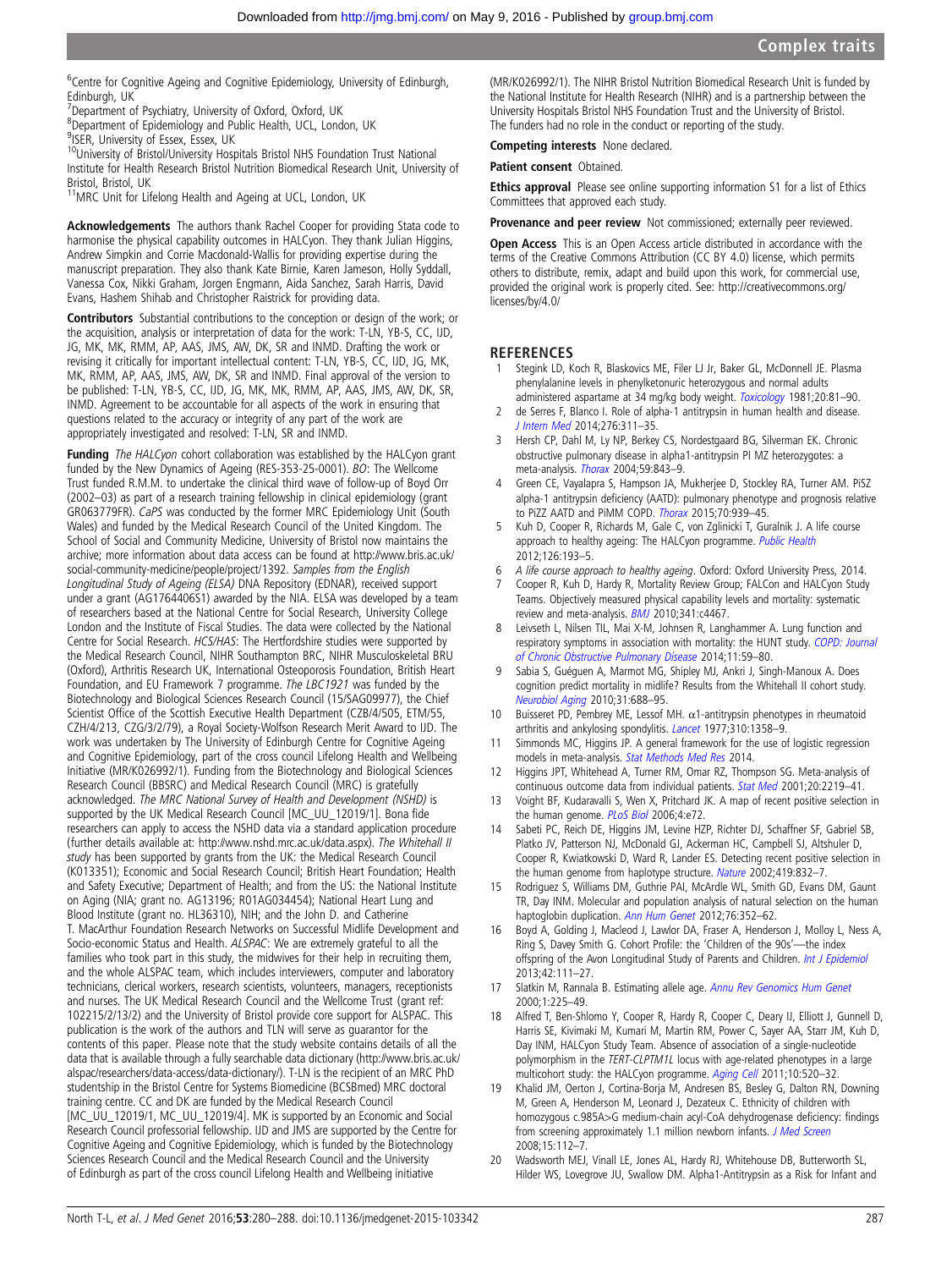[6]Centre for Cognitive Ageing and Cognitive Epidemiology, University of Edinburgh, Edinburgh, UK
[7]Department of Psychiatry, University of Oxford, Oxford, UK
[8]Department of Epidemiology and Public Health, UCL, London, UK
[9]ISER, University of Essex, Essex, UK
[10]University of Bristol/University Hospitals Bristol NHS Foundation Trust National Institute for Health Research Bristol Nutrition Biomedical Research Unit, University of Bristol, Bristol, UK
[11]MRC Unit for Lifelong Health and Ageing at UCL, London, UK

**Acknowledgements** The authors thank Rachel Cooper for providing Stata code to harmonise the physical capability outcomes in HALCyon. They thank Julian Higgins, Andrew Simpkin and Corrie Macdonald-Wallis for providing expertise during the manuscript preparation. They also thank Kate Birnie, Karen Jameson, Holly Syddall, Vanessa Cox, Nikki Graham, Jorgen Engmann, Aida Sanchez, Sarah Harris, David Evans, Hashem Shihab and Christopher Raistrick for providing data.

**Contributors** Substantial contributions to the conception or design of the work; or the acquisition, analysis or interpretation of data for the work: T-LN, YB-S, CC, IJD, JG, MK, MK, RMM, AP, AAS, JMS, AW, DK, SR and INMD. Drafting the work or revising it critically for important intellectual content: T-LN, YB-S, CC, IJD, JG, MK, MK, RMM, AP, AAS, JMS, AW, DK, SR and INMD. Final approval of the version to be published: T-LN, YB-S, CC, IJD, JG, MK, MK, RMM, AP, AAS, JMS, AW, DK, SR, INMD. Agreement to be accountable for all aspects of the work in ensuring that questions related to the accuracy or integrity of any part of the work are appropriately investigated and resolved: T-LN, SR and INMD.

**Funding** *The HALCyon* cohort collaboration was established by the HALCyon grant funded by the New Dynamics of Ageing (RES-353-25-0001). *BO*: The Wellcome Trust funded R.M.M. to undertake the clinical third wave of follow-up of Boyd Orr (2002–03) as part of a research training fellowship in clinical epidemiology (grant GR063779FR). *CaPS* was conducted by the former MRC Epidemiology Unit (South Wales) and funded by the Medical Research Council of the United Kingdom. The School of Social and Community Medicine, University of Bristol now maintains the archive; more information about data access can be found at http://www.bris.ac.uk/social-community-medicine/people/project/1392. *Samples from the English Longitudinal Study of Ageing (ELSA)* DNA Repository (EDNAR), received support under a grant (AG1764406S1) awarded by the NIA. ELSA was developed by a team of researchers based at the National Centre for Social Research, University College London and the Institute of Fiscal Studies. The data were collected by the National Centre for Social Research. *HCS/HAS*: The Hertfordshire studies were supported by the Medical Research Council, NIHR Southampton BRC, NIHR Musculoskeletal BRU (Oxford), Arthritis Research UK, International Osteoporosis Foundation, British Heart Foundation, and EU Framework 7 programme. *The LBC1921* was funded by the Biotechnology and Biological Sciences Research Council (15/SAG09977), the Chief Scientist Office of the Scottish Executive Health Department (CZB/4/505, ETM/55, CZH/4/213, CZG/3/2/79), a Royal Society-Wolfson Research Merit Award to IJD. The work was undertaken by The University of Edinburgh Centre for Cognitive Ageing and Cognitive Epidemiology, part of the cross council Lifelong Health and Wellbeing Initiative (MR/K026992/1). Funding from the Biotechnology and Biological Sciences Research Council (BBSRC) and Medical Research Council (MRC) is gratefully acknowledged. *The MRC National Survey of Health and Development (NSHD)* is supported by the UK Medical Research Council [MC_UU_12019/1]. Bona fide researchers can apply to access the NSHD data via a standard application procedure (further details available at: http://www.nshd.mrc.ac.uk/data.aspx). *The Whitehall II study* has been supported by grants from the UK: the Medical Research Council (K013351); Economic and Social Research Council; British Heart Foundation; Health and Safety Executive; Department of Health; and from the US: the National Institute on Aging (NIA; grant no. AG13196; R01AG034454); National Heart Lung and Blood Institute (grant no. HL36310), NIH; and the John D. and Catherine T. MacArthur Foundation Research Networks on Successful Midlife Development and Socio-economic Status and Health. *ALSPAC*: We are extremely grateful to all the families who took part in this study, the midwives for their help in recruiting them, and the whole ALSPAC team, which includes interviewers, computer and laboratory technicians, clerical workers, research scientists, volunteers, managers, receptionists and nurses. The UK Medical Research Council and the Wellcome Trust (grant ref: 102215/2/13/2) and the University of Bristol provide core support for ALSPAC. This publication is the work of the authors and TLN will serve as guarantor for the contents of this paper. Please note that the study website contains details of all the data that is available through a fully searchable data dictionary (http://www.bris.ac.uk/alspac/researchers/data-access/data-dictionary/). T-LN is the recipient of an MRC PhD studentship in the Bristol Centre for Systems Biomedicine (BCSBmed) MRC doctoral training centre. CC and DK are funded by the Medical Research Council [MC_UU_12019/1, MC_UU_12019/4]. MK is supported by an Economic and Social Research Council professorial fellowship. IJD and JMS are supported by the Centre for Cognitive Ageing and Cognitive Epidemiology, which is funded by the Biotechnology Sciences Research Council and the Medical Research Council and the University of Edinburgh as part of the cross council Lifelong Health and Wellbeing initiative (MR/K026992/1). The NIHR Bristol Nutrition Biomedical Research Unit is funded by the National Institute for Health Research (NIHR) and is a partnership between the University Hospitals Bristol NHS Foundation Trust and the University of Bristol. The funders had no role in the conduct or reporting of the study.

**Competing interests** None declared.

**Patient consent** Obtained.

**Ethics approval** Please see online supporting information S1 for a list of Ethics Committees that approved each study.

**Provenance and peer review** Not commissioned; externally peer reviewed.

**Open Access** This is an Open Access article distributed in accordance with the terms of the Creative Commons Attribution (CC BY 4.0) license, which permits others to distribute, remix, adapt and build upon this work, for commercial use, provided the original work is properly cited. See: http://creativecommons.org/licenses/by/4.0/

## REFERENCES

1. Stegink LD, Koch R, Blaskovics ME, Filer LJ Jr, Baker GL, McDonnell JE. Plasma phenylalanine levels in phenylketonuric heterozygous and normal adults administered aspartame at 34 mg/kg body weight. *Toxicology* 1981;20:81–90.
2. de Serres F, Blanco I. Role of alpha-1 antitrypsin in human health and disease. *J Intern Med* 2014;276:311–35.
3. Hersh CP, Dahl M, Ly NP, Berkey CS, Nordestgaard BG, Silverman EK. Chronic obstructive pulmonary disease in alpha1-antitrypsin PI MZ heterozygotes: a meta-analysis. *Thorax* 2004;59:843–9.
4. Green CE, Vayalapra S, Hampson JA, Mukherjee D, Stockley RA, Turner AM. PiSZ alpha-1 antitrypsin deficiency (AATD): pulmonary phenotype and prognosis relative to PiZZ AATD and PiMM COPD. *Thorax* 2015;70:939–45.
5. Kuh D, Cooper R, Richards M, Gale C, von Zglinicki T, Guralnik J. A life course approach to healthy ageing: The HALCyon programme. *Public Health* 2012;126:193–5.
6. *A life course approach to healthy ageing*. Oxford: Oxford University Press, 2014.
7. Cooper R, Kuh D, Hardy R, Mortality Review Group; FALCon and HALCyon Study Teams. Objectively measured physical capability levels and mortality: systematic review and meta-analysis. *BMJ* 2010;341:c4467.
8. Leivseth L, Nilsen TIL, Mai X-M, Johnsen R, Langhammer A. Lung function and respiratory symptoms in association with mortality: the HUNT study. *COPD: Journal of Chronic Obstructive Pulmonary Disease* 2014;11:59–80.
9. Sabia S, Guéguen A, Marmot MG, Shipley MJ, Ankri J, Singh-Manoux A. Does cognition predict mortality in midlife? Results from the Whitehall II cohort study. *Neurobiol Aging* 2010;31:688–95.
10. Buisseret PD, Pembrey ME, Lessof MH. α1-antitrypsin phenotypes in rheumatoid arthritis and ankylosing spondylitis. *Lancet* 1977;310:1358–9.
11. Simmonds MC, Higgins JP. A general framework for the use of logistic regression models in meta-analysis. *Stat Methods Med Res* 2014.
12. Higgins JPT, Whitehead A, Turner RM, Omar RZ, Thompson SG. Meta-analysis of continuous outcome data from individual patients. *Stat Med* 2001;20:2219–41.
13. Voight BF, Kudaravalli S, Wen X, Pritchard JK. A map of recent positive selection in the human genome. *PLoS Biol* 2006;4:e72.
14. Sabeti PC, Reich DE, Higgins JM, Levine HZP, Richter DJ, Schaffner SF, Gabriel SB, Platko JV, Patterson NJ, McDonald GJ, Ackerman HC, Campbell SJ, Altshuler D, Cooper R, Kwiatkowski D, Ward R, Lander ES. Detecting recent positive selection in the human genome from haplotype structure. *Nature* 2002;419:832–7.
15. Rodriguez S, Williams DM, Guthrie PAI, McArdle WL, Smith GD, Evans DM, Gaunt TR, Day INM. Molecular and population analysis of natural selection on the human haptoglobin duplication. *Ann Hum Genet* 2012;76:352–62.
16. Boyd A, Golding J, Macleod J, Lawlor DA, Fraser A, Henderson J, Molloy L, Ness A, Ring S, Davey Smith G. Cohort Profile: the 'Children of the 90s'—the index offspring of the Avon Longitudinal Study of Parents and Children. *Int J Epidemiol* 2013;42:111–27.
17. Slatkin M, Rannala B. Estimating allele age. *Annu Rev Genomics Hum Genet* 2000;1:225–49.
18. Alfred T, Ben-Shlomo Y, Cooper R, Hardy R, Cooper C, Deary IJ, Elliott J, Gunnell D, Harris SE, Kivimaki M, Kumari M, Martin RM, Power C, Sayer AA, Starr JM, Kuh D, Day INM, HALCyon Study Team. Absence of association of a single-nucleotide polymorphism in the *TERT-CLPTM1L* locus with age-related phenotypes in a large multicohort study: the HALCyon programme. *Aging Cell* 2011;10:520–32.
19. Khalid JM, Oerton J, Cortina-Borja M, Andresen BS, Besley G, Dalton RN, Downing M, Green A, Henderson M, Leonard J, Dezateux C. Ethnicity of children with homozygous c.985A>G medium-chain acyl-CoA dehydrogenase deficiency: findings from screening approximately 1.1 million newborn infants. *J Med Screen* 2008;15:112–7.
20. Wadsworth MEJ, Vinall LE, Jones AL, Hardy RJ, Whitehouse DB, Butterworth SL, Hilder WS, Lovegrove JU, Swallow DM. Alpha1-Antitrypsin as a Risk for Infant and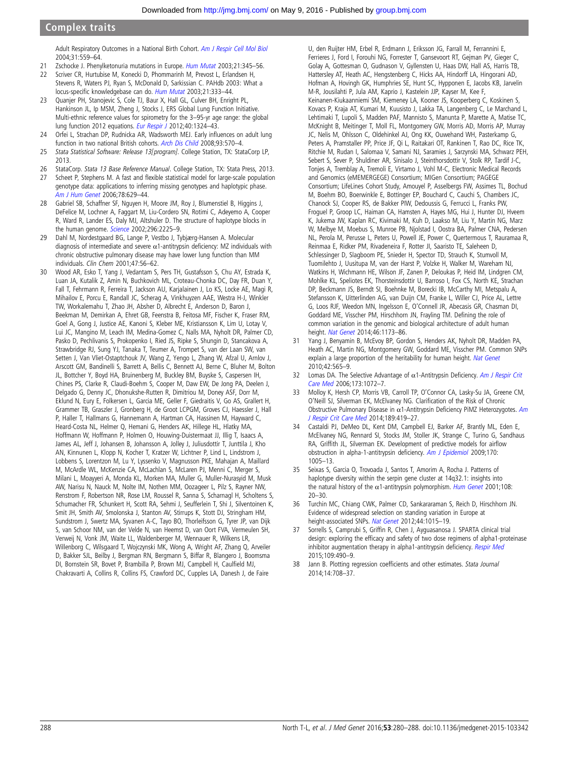Adult Respiratory Outcomes in a National Birth Cohort. *Am J Respir Cell Mol Biol* 2004;31:559–64.

21. Zschocke J. Phenylketonuria mutations in Europe. *Hum Mutat* 2003;21:345–56.
22. Scriver CR, Hurtubise M, Konecki D, Phommarinh M, Prevost L, Erlandsen H, Stevens R, Waters PJ, Ryan S, McDonald D, Sarkissian C. PAHdb 2003: What a locus-specific knowledgebase can do. *Hum Mutat* 2003;21:333–44.
23. Quanjer PH, Stanojevic S, Cole TJ, Baur X, Hall GL, Culver BH, Enright PL, Hankinson JL, Ip MSM, Zheng J, Stocks J, ERS Global Lung Function Initiative. Multi-ethnic reference values for spirometry for the 3–95-yr age range: the global lung function 2012 equations. *Eur Respir J* 2012;40:1324–43.
24. Orfei L, Strachan DP, Rudnicka AR, Wadsworth MEJ. Early influences on adult lung function in two national British cohorts. *Arch Dis Child* 2008;93:570–4.
25. *Stata Statistical Software: Release 13[program]*. College Station, TX: StataCorp LP, 2013.
26. StataCorp. *Stata 13 Base Reference Manual*. College Station, TX: Stata Press, 2013.
27. Scheet P, Stephens M. A fast and flexible statistical model for large-scale population genotype data: applications to inferring missing genotypes and haplotypic phase. *Am J Hum Genet* 2006;78:629–44.
28. Gabriel SB, Schaffner SF, Nguyen H, Moore JM, Roy J, Blumenstiel B, Higgins J, DeFelice M, Lochner A, Faggart M, Liu-Cordero SN, Rotimi C, Adeyemo A, Cooper R, Ward R, Lander ES, Daly MJ, Altshuler D. The structure of haplotype blocks in the human genome. *Science* 2002;296:2225–9.
29. Dahl M, Nordestgaard BG, Lange P, Vestbo J, Tybjærg-Hansen A. Molecular diagnosis of intermediate and severe α1-antitrypsin deficiency: MZ individuals with chronic obstructive pulmonary disease may have lower lung function than MM individuals. *Clin Chem* 2001;47:56–62.
30. Wood AR, Esko T, Yang J, Vedantam S, Pers TH, Gustafsson S, Chu AY, Estrada K, Luan JA, Kutalik Z, Amin N, Buchkovich ML, Croteau-Chonka DC, Day FR, Duan Y, Fall T, Fehrmann R, Ferreira T, Jackson AU, Karjalainen J, Lo KS, Locke AE, Magi R, Mihailov E, Porcu E, Randall JC, Scherag A, Vinkhuyzen AAE, Westra H-J, Winkler TW, Workalemahu T, Zhao JH, Absher D, Albrecht E, Anderson D, Baron J, Beekman M, Demirkan A, Ehret GB, Feenstra B, Feitosa MF, Fischer K, Fraser RM, Goel A, Gong J, Justice AE, Kanoni S, Kleber ME, Kristiansson K, Lim U, Lotay V, Lui JC, Mangino M, Leach IM, Medina-Gomez C, Nalls MA, Nyholt DR, Palmer CD, Pasko D, Pechlivanis S, Prokopenko I, Ried JS, Ripke S, Shungin D, Stancakova A, Strawbridge RJ, Sung YJ, Tanaka T, Teumer A, Trompet S, van der Laan SW, van Setten J, Van Vliet-Ostaptchouk JV, Wang Z, Yengo L, Zhang W, Afzal U, Arnlov J, Arscott GM, Bandinelli S, Barrett A, Bellis C, Bennett AJ, Berne C, Bluher M, Bolton JL, Bottcher Y, Boyd HA, Bruinenberg M, Buckley BM, Buyske S, Caspersen IH, Chines PS, Clarke R, Claudi-Boehm S, Cooper M, Daw EW, De Jong PA, Deelen J, Delgado G, Denny JC, Dhonukshe-Rutten R, Dimitriou M, Doney ASF, Dorr M, Eklund N, Eury E, Folkersen L, Garcia ME, Geller F, Giedraitis V, Go AS, Grallert H, Grammer TB, Graszler J, Gronberg H, de Groot LCPGM, Groves CJ, Haessler J, Hall P, Haller T, Hallmans G, Hannemann A, Hartman CA, Hassinen M, Hayward C, Heard-Costa NL, Helmer Q, Hemani G, Henders AK, Hillege HL, Hlatky MA, Hoffmann W, Hoffmann P, Holmen O, Houwing-Duistermaat JJ, Illig T, Isaacs A, James AL, Jeff J, Johansen B, Johansson A, Jolley J, Juliusdottir T, Junttila J, Kho AN, Kinnunen L, Klopp N, Kocher T, Kratzer W, Lichtner P, Lind L, Lindstrom J, Lobbens S, Lorentzon M, Lu Y, Lyssenko V, Magnusson PKE, Mahajan A, Maillard M, McArdle WL, McKenzie CA, McLachlan S, McLaren PJ, Menni C, Merger S, Milani L, Moayyeri A, Monda KL, Morken MA, Muller G, Muller-Nurasyid M, Musk AW, Narisu N, Nauck M, Nolte IM, Nothen MM, Oozageer L, Pilz S, Rayner NW, Renstrom F, Robertson NR, Rose LM, Roussel R, Sanna S, Scharnagl H, Scholtens S, Schumacher FR, Schunkert H, Scott RA, Sehmi J, Seufferlein T, Shi J, Silventoinen K, Smit JH, Smith AV, Smolonska J, Stanton AV, Stirrups K, Stott DJ, Stringham HM, Sundstrom J, Swertz MA, Syvanen A-C, Tayo BO, Thorleifsson G, Tyrer JP, van Dijk S, van Schoor NM, van der Velde N, van Heemst D, van Oort FVA, Vermeulen SH, Verweij N, Vonk JM, Waite LL, Waldenberger M, Wennauer R, Wilkens LR, Willenborg C, Wilsgaard T, Wojczynski MK, Wong A, Wright AF, Zhang Q, Arveiler D, Bakker SJL, Beilby J, Bergman RN, Bergmann S, Biffar R, Blangero J, Boomsma DI, Bornstein SR, Bovet P, Brambilla P, Brown MJ, Campbell H, Caulfield MJ, Chakravarti A, Collins R, Collins FS, Crawford DC, Cupples LA, Danesh J, de Faire U, den Ruijter HM, Erbel R, Erdmann J, Eriksson JG, Farrall M, Ferrannini E, Ferrieres J, Ford I, Forouhi NG, Forrester T, Gansevoort RT, Gejman PV, Gieger C, Golay A, Gottesman O, Gudnason V, Gyllensten U, Haas DW, Hall AS, Harris TB, Hattersley AT, Heath AC, Hengstenberg C, Hicks AA, Hindorff LA, Hingorani AD, Hofman A, Hovingh GK, Humphries SE, Hunt SC, Hypponen E, Jacobs KB, Jarvelin M-R, Jousilahti P, Jula AM, Kaprio J, Kastelein JJP, Kayser M, Kee F, Keinanen-Kiukaanniemi SM, Kiemeney LA, Kooner JS, Kooperberg C, Koskinen S, Kovacs P, Kraja AT, Kumari M, Kuusisto J, Lakka TA, Langenberg C, Le Marchand L, Lehtimaki T, Lupoli S, Madden PAF, Mannisto S, Manunta P, Marette A, Matise TC, McKnight B, Meitinger T, Moll FL, Montgomery GW, Morris AD, Morris AP, Murray JC, Nelis M, Ohlsson C, Oldehinkel AJ, Ong KK, Ouwehand WH, Pasterkamp G, Peters A, Pramstaller PP, Price JF, Qi L, Raitakari OT, Rankinen T, Rao DC, Rice TK, Ritchie M, Rudan I, Salomaa V, Samani NJ, Saramies J, Sarzynski MA, Schwarz PEH, Sebert S, Sever P, Shuldiner AR, Sinisalo J, Steinthorsdottir V, Stolk RP, Tardif J-C, Tonjes A, Tremblay A, Tremoli E, Virtamo J, Vohl M-C, Electronic Medical Records and Genomics (eMEMERGEGE) Consortium; MIGen Consortium; PAGEGE Consortium; LifeLines Cohort Study, Amouyel P, Asselbergs FW, Assimes TL, Bochud M, Boehm BO, Boerwinkle E, Bottinger EP, Bouchard C, Cauchi S, Chambers JC, Chanock SJ, Cooper RS, de Bakker PIW, Dedoussis G, Ferrucci L, Franks PW, Froguel P, Groop LC, Haiman CA, Hamsten A, Hayes MG, Hui J, Hunter DJ, Hveem K, Jukema JW, Kaplan RC, Kivimaki M, Kuh D, Laakso M, Liu Y, Martin NG, Marz W, Melbye M, Moebus S, Munroe PB, Njolstad I, Oostra BA, Palmer CNA, Pedersen NL, Perola M, Perusse L, Peters U, Powell JE, Power C, Quertermous T, Rauramaa R, Reinmaa E, Ridker PM, Rivadeneira F, Rotter JI, Saaristo TE, Saleheen D, Schlessinger D, Slagboom PE, Snieder H, Spector TD, Strauch K, Stumvoll M, Tuomilehto J, Uusitupa M, van der Harst P, Volzke H, Walker M, Wareham NJ, Watkins H, Wichmann HE, Wilson JF, Zanen P, Deloukas P, Heid IM, Lindgren CM, Mohlke KL, Speliotes EK, Thorsteinsdottir U, Barroso I, Fox CS, North KE, Strachan DP, Beckmann JS, Berndt SI, Boehnke M, Borecki IB, McCarthy MI, Metspalu A, Stefansson K, Uitterlinden AG, van Duijn CM, Franke L, Willer CJ, Price AL, Lettre G, Loos RJF, Weedon MN, Ingelsson E, O'Connell JR, Abecasis GR, Chasman DI, Goddard ME, Visscher PM, Hirschhorn JN, Frayling TM. Defining the role of common variation in the genomic and biological architecture of adult human height. *Nat Genet* 2014;46:1173–86.
31. Yang J, Benyamin B, McEvoy BP, Gordon S, Henders AK, Nyholt DR, Madden PA, Heath AC, Martin NG, Montgomery GW, Goddard ME, Visscher PM. Common SNPs explain a large proportion of the heritability for human height. *Nat Genet* 2010;42:565–9.
32. Lomas DA. The Selective Advantage of α1-Antitrypsin Deficiency. *Am J Respir Crit Care Med* 2006;173:1072–7.
33. Molloy K, Hersh CP, Morris VB, Carroll TP, O'Connor CA, Lasky-Su JA, Greene CM, O'Neill SJ, Silverman EK, McElvaney NG. Clarification of the Risk of Chronic Obstructive Pulmonary Disease in α1-Antitrypsin Deficiency PiMZ Heterozygotes. *Am J Respir Crit Care Med* 2014;189:419–27.
34. Castaldi PJ, DeMeo DL, Kent DM, Campbell EJ, Barker AF, Brantly ML, Eden E, McElvaney NG, Rennard SI, Stocks JM, Stoller JK, Strange C, Turino G, Sandhaus RA, Griffith JL, Silverman EK. Development of predictive models for airflow obstruction in alpha-1-antitrypsin deficiency. *Am J Epidemiol* 2009;170:1005–13.
35. Seixas S, Garcia O, Trovoada J, Santos T, Amorim A, Rocha J. Patterns of haplotype diversity within the serpin gene cluster at 14q32.1: insights into the natural history of the α1-antitrypsin polymorphism. *Hum Genet* 2001;108:20–30.
36. Turchin MC, Chiang CWK, Palmer CD, Sankararaman S, Reich D, Hirschhorn JN. Evidence of widespread selection on standing variation in Europe at height-associated SNPs. *Nat Genet* 2012;44:1015–19.
37. Sorrells S, Camprubi S, Griffin R, Chen J, Ayguasanosa J. SPARTA clinical trial design: exploring the efficacy and safety of two dose regimens of alpha1-proteinase inhibitor augmentation therapy in alpha1-antitrypsin deficiency. *Respir Med* 2015;109:490–9.
38. Jann B. Plotting regression coefficients and other estimates. *Stata Journal* 2014;14:708–37.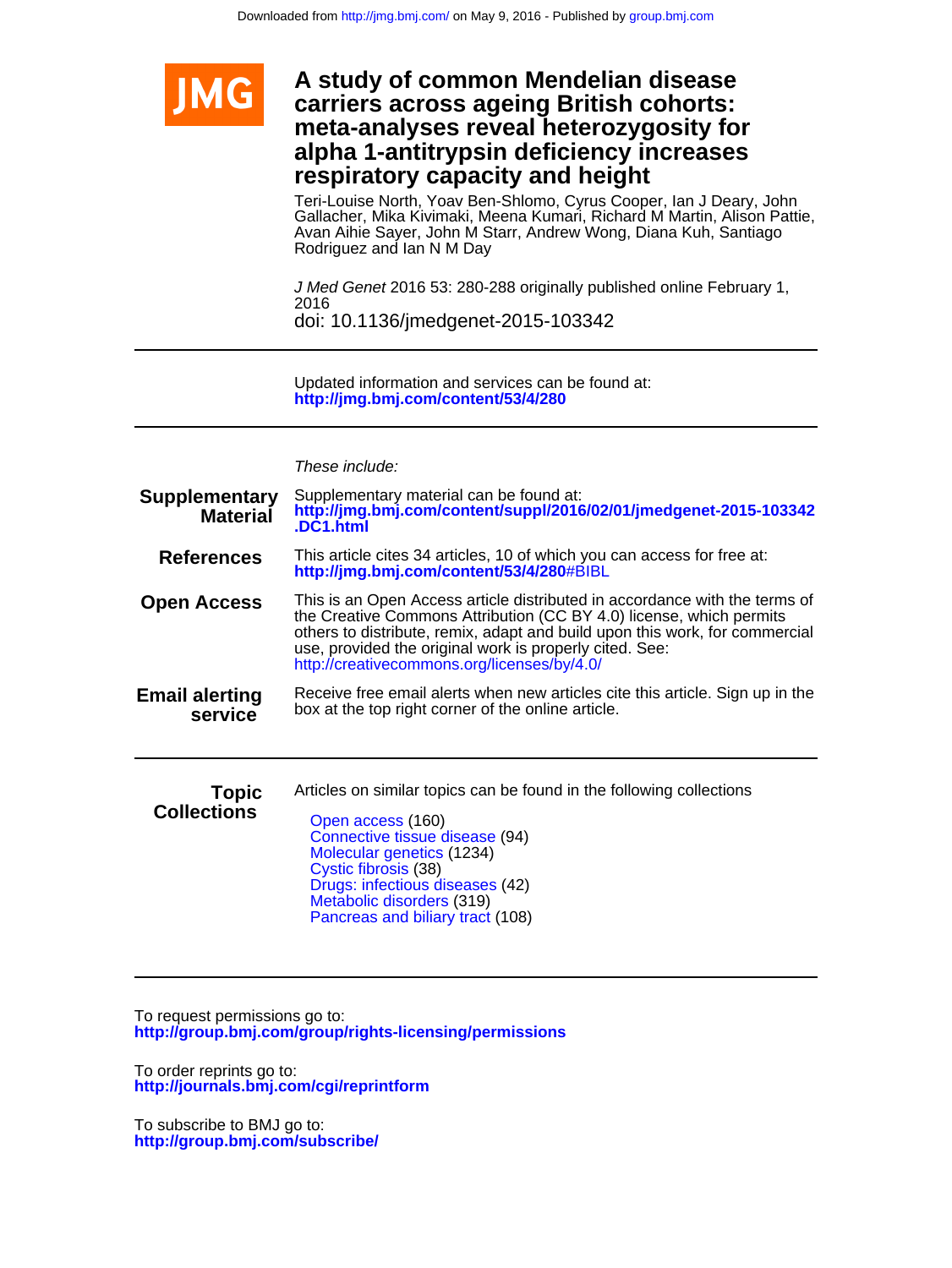# A study of common Mendelian disease carriers across ageing British cohorts: meta-analyses reveal heterozygosity for alpha 1-antitrypsin deficiency increases respiratory capacity and height

Teri-Louise North, Yoav Ben-Shlomo, Cyrus Cooper, Ian J Deary, John Gallacher, Mika Kivimaki, Meena Kumari, Richard M Martin, Alison Pattie, Avan Aihie Sayer, John M Starr, Andrew Wong, Diana Kuh, Santiago Rodriguez and Ian N M Day

*J Med Genet* 2016 53: 280-288 originally published online February 1, 2016

doi: 10.1136/jmedgenet-2015-103342

Updated information and services can be found at:
**http://jmg.bmj.com/content/53/4/280**

*These include:*

**Supplementary Material**
Supplementary material can be found at:
**http://jmg.bmj.com/content/suppl/2016/02/01/jmedgenet-2015-103342.DC1.html**

**References**
This article cites 34 articles, 10 of which you can access for free at:
**http://jmg.bmj.com/content/53/4/280**#BIBL

**Open Access**
This is an Open Access article distributed in accordance with the terms of the Creative Commons Attribution (CC BY 4.0) license, which permits others to distribute, remix, adapt and build upon this work, for commercial use, provided the original work is properly cited. See: http://creativecommons.org/licenses/by/4.0/

**Email alerting service**
Receive free email alerts when new articles cite this article. Sign up in the box at the top right corner of the online article.

**Topic Collections**
Articles on similar topics can be found in the following collections

- Open access (160)
- Connective tissue disease (94)
- Molecular genetics (1234)
- Cystic fibrosis (38)
- Drugs: infectious diseases (42)
- Metabolic disorders (319)
- Pancreas and biliary tract (108)

To request permissions go to:
**http://group.bmj.com/group/rights-licensing/permissions**

To order reprints go to:
**http://journals.bmj.com/cgi/reprintform**

To subscribe to BMJ go to:
**http://group.bmj.com/subscribe/**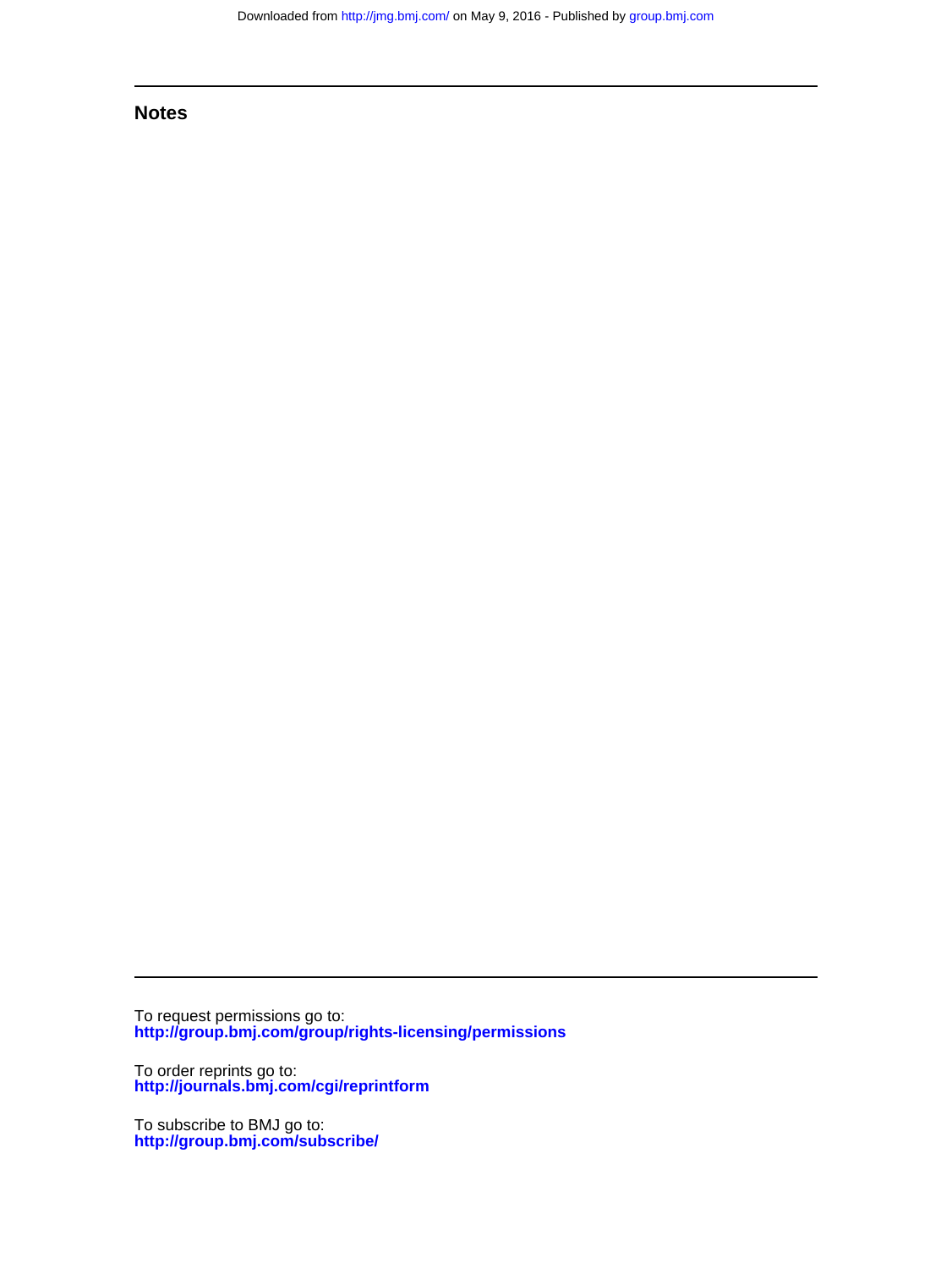## Notes

To request permissions go to:
**http://group.bmj.com/group/rights-licensing/permissions**

To order reprints go to:
**http://journals.bmj.com/cgi/reprintform**

To subscribe to BMJ go to:
**http://group.bmj.com/subscribe/**